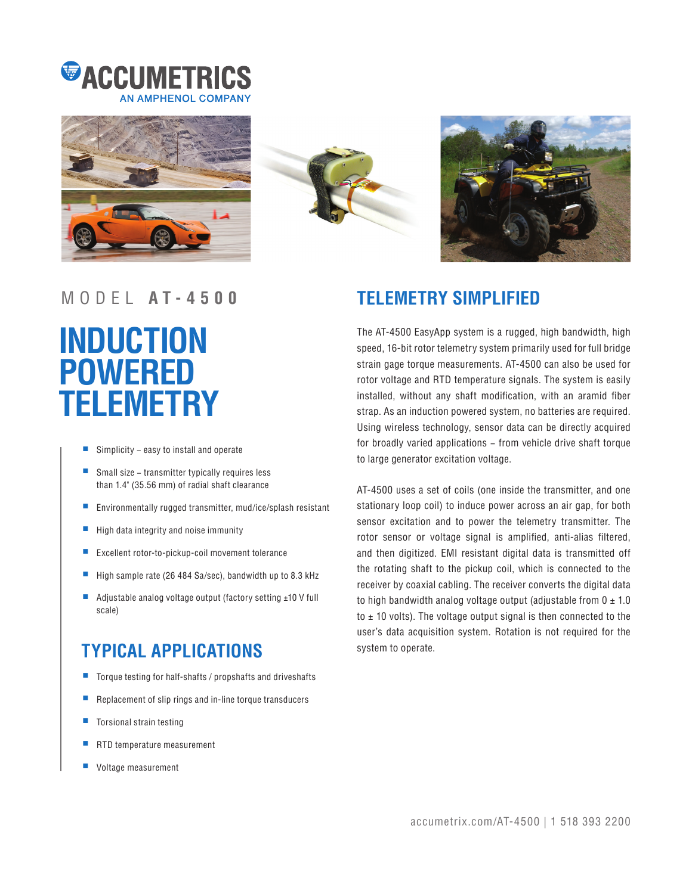# ACCUMETRICS

AN AMPHENOL COMPANY

MODEL **AT-4500**

# INDUCTION POWERED TELEMETRY

- Simplicity – easy to install and operate
- Small size – transmitter typically requires less than 1.4" (35.56 mm) of radial shaft clearance
- Environmentally rugged transmitter, mud/ice/splash resistant
- High data integrity and noise immunity
- Excellent rotor-to-pickup-coil movement tolerance
- High sample rate (26 484 Sa/sec), bandwidth up to 8.3 kHz
- Adjustable analog voltage output (factory setting ±10 V full scale)

## TYPICAL APPLICATIONS

- Torque testing for half-shafts / propshafts and driveshafts
- Replacement of slip rings and in-line torque transducers
- Torsional strain testing
- RTD temperature measurement
- Voltage measurement

## TELEMETRY SIMPLIFIED

The AT-4500 EasyApp system is a rugged, high bandwidth, high speed, 16-bit rotor telemetry system primarily used for full bridge strain gage torque measurements. AT-4500 can also be used for rotor voltage and RTD temperature signals. The system is easily installed, without any shaft modification, with an aramid fiber strap. As an induction powered system, no batteries are required. Using wireless technology, sensor data can be directly acquired for broadly varied applications – from vehicle drive shaft torque to large generator excitation voltage.

AT-4500 uses a set of coils (one inside the transmitter, and one stationary loop coil) to induce power across an air gap, for both sensor excitation and to power the telemetry transmitter. The rotor sensor or voltage signal is amplified, anti-alias filtered, and then digitized. EMI resistant digital data is transmitted off the rotating shaft to the pickup coil, which is connected to the receiver by coaxial cabling. The receiver converts the digital data to high bandwidth analog voltage output (adjustable from 0 ± 1.0 to ± 10 volts). The voltage output signal is then connected to the user's data acquisition system. Rotation is not required for the system to operate.

accumetrix.com/AT-4500 | 1 518 393 2200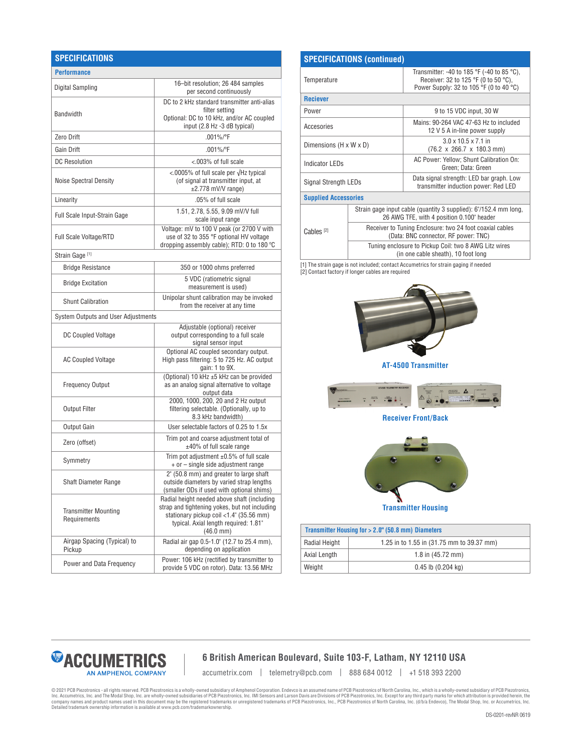## SPECIFICATIONS

| | |
|---|---|
| **Performance** | |
| Digital Sampling | 16–bit resolution; 26 484 samples per second continuously |
| Bandwidth | DC to 2 kHz standard transmitter anti-alias filter setting<br>Optional: DC to 10 kHz, and/or AC coupled input (2.8 Hz -3 dB typical) |
| Zero Drift | .001%/°F |
| Gain Drift | .001%/°F |
| DC Resolution | <.003% of full scale |
| Noise Spectral Density | <.0005% of full scale per √Hz typical (of signal at transmitter input, at ±2.778 mV/V range) |
| Linearity | .05% of full scale |
| Full Scale Input-Strain Gage | 1.51, 2.78, 5.55, 9.09 mV/V full scale input range |
| Full Scale Voltage/RTD | Voltage: mV to 100 V peak (or 2700 V with use of 32 to 355 °F optional HV voltage dropping assembly cable); RTD: 0 to 180 °C |
| Strain Gage [1] | |
| Bridge Resistance | 350 or 1000 ohms preferred |
| Bridge Excitation | 5 VDC (ratiometric signal measurement is used) |
| Shunt Calibration | Unipolar shunt calibration may be invoked from the receiver at any time |
| System Outputs and User Adjustments | |
| DC Coupled Voltage | Adjustable (optional) receiver output corresponding to a full scale signal sensor input |
| AC Coupled Voltage | Optional AC coupled secondary output. High pass filtering: 5 to 725 Hz. AC output gain: 1 to 9X. |
| Frequency Output | (Optional) 10 kHz ±5 kHz can be provided as an analog signal alternative to voltage output data |
| Output Filter | 2000, 1000, 200, 20 and 2 Hz output filtering selectable. (Optionally, up to 8.3 kHz bandwidth) |
| Output Gain | User selectable factors of 0.25 to 1.5x |
| Zero (offset) | Trim pot and coarse adjustment total of ±40% of full scale range |
| Symmetry | Trim pot adjustment ±0.5% of full scale + or – single side adjustment range |
| Shaft Diameter Range | 2" (50.8 mm) and greater to large shaft outside diameters by varied strap lengths (smaller ODs if used with optional shims) |
| Transmitter Mounting Requirements | Radial height needed above shaft (including strap and tightening yokes, but not including stationary pickup coil <1.4" (35.56 mm) typical. Axial length required: 1.81" (46.0 mm) |
| Airgap Spacing (Typical) to Pickup | Radial air gap 0.5-1.0" (12.7 to 25.4 mm), depending on application |
| Power and Data Frequency | Power: 106 kHz (rectified by transmitter to provide 5 VDC on rotor). Data: 13.56 MHz |

## SPECIFICATIONS (continued)

| | |
|---|---|
| Temperature | Transmitter: -40 to 185 °F (-40 to 85 °C), Receiver: 32 to 125 °F (0 to 50 °C), Power Supply: 32 to 105 °F (0 to 40 °C) |
| **Reciever** | |
| Power | 9 to 15 VDC input, 30 W |
| Accesories | Mains: 90-264 VAC 47-63 Hz to included 12 V 5 A in-line power supply |
| Dimensions (H x W x D) | 3.0 x 10.5 x 7.1 in (76.2 x 266.7 x 180.3 mm) |
| Indicator LEDs | AC Power: Yellow; Shunt Calibration On: Green; Data: Green |
| Signal Strength LEDs | Data signal strength: LED bar graph. Low transmitter induction power: Red LED |
| **Supplied Accessories** | |
| Cables [2] | Strain gage input cable (quantity 3 supplied): 6"/152.4 mm long, 26 AWG TFE, with 4 position 0.100" header |
| | Receiver to Tuning Enclosure: two 24 foot coaxial cables (Data: BNC connector, RF power: TNC) |
| | Tuning enclosure to Pickup Coil: two 8 AWG Litz wires (in one cable sheath), 10 foot long |

[1] The strain gage is not included; contact Accumetrics for strain gaging if needed
[2] Contact factory if longer cables are required

AT-4500 Transmitter

Receiver Front/Back

Transmitter Housing

| Transmitter Housing for > 2.0" (50.8 mm) Diameters | |
|---|---|
| Radial Height | 1.25 in to 1.55 in (31.75 mm to 39.37 mm) |
| Axial Length | 1.8 in (45.72 mm) |
| Weight | 0.45 lb (0.204 kg) |

**ACCUMETRICS**
AN AMPHENOL COMPANY

**6 British American Boulevard, Suite 103-F, Latham, NY 12110 USA**

accumetrix.com | telemetry@pcb.com | 888 684 0012 | +1 518 393 2200

© 2021 PCB Piezotronics - all rights reserved. PCB Piezotronics is a wholly-owned subsidiary of Amphenol Corporation. Endevco is an assumed name of PCB Piezotronics of North Carolina, Inc., which is a wholly-owned subsidiary of PCB Piezotronics, Inc. Accumetrics, Inc. and The Modal Shop, Inc. are wholly-owned subsidiaries of PCB Piezotronics, Inc. IMI Sensors and Larson Davis are Divisions of PCB Piezotronics, Inc. Except for any third party marks for which attribution is provided herein, the company names and product names used in this document may be the registered trademarks or unregistered trademarks of PCB Piezotronics, Inc., PCB Piezotronics of North Carolina, Inc. (d/b/a Endevco), The Modal Shop, Inc. or Accumetrics, Inc. Detailed trademark ownership information is available at www.pcb.com/trademarkownership.

DS-0201-revNR 0619